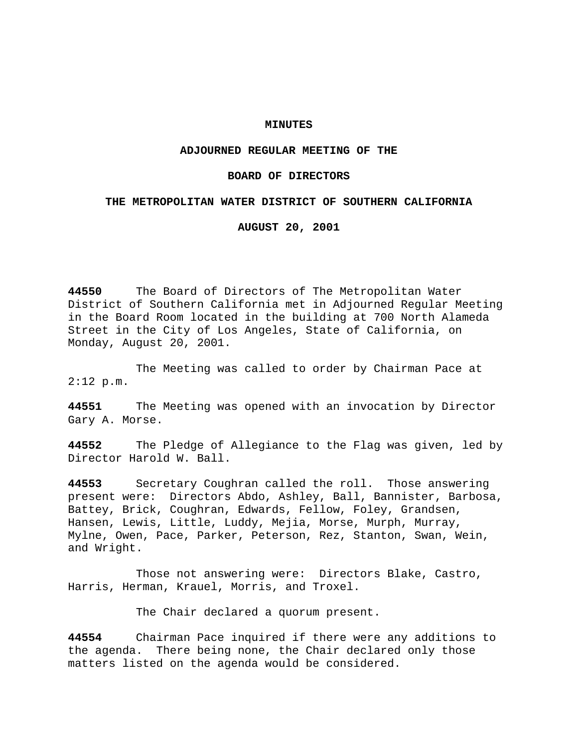# MINUTES

## ADJOURNED REGULAR MEETING OF THE

## BOARD OF DIRECTORS

## THE METROPOLITAN WATER DISTRICT OF SOUTHERN CALIFORNIA

## AUGUST 20, 2001

**44550** The Board of Directors of The Metropolitan Water District of Southern California met in Adjourned Regular Meeting in the Board Room located in the building at 700 North Alameda Street in the City of Los Angeles, State of California, on Monday, August 20, 2001.

The Meeting was called to order by Chairman Pace at 2:12 p.m.

**44551** The Meeting was opened with an invocation by Director Gary A. Morse.

**44552** The Pledge of Allegiance to the Flag was given, led by Director Harold W. Ball.

**44553** Secretary Coughran called the roll. Those answering present were: Directors Abdo, Ashley, Ball, Bannister, Barbosa, Battey, Brick, Coughran, Edwards, Fellow, Foley, Grandsen, Hansen, Lewis, Little, Luddy, Mejia, Morse, Murph, Murray, Mylne, Owen, Pace, Parker, Peterson, Rez, Stanton, Swan, Wein, and Wright.

Those not answering were: Directors Blake, Castro, Harris, Herman, Krauel, Morris, and Troxel.

The Chair declared a quorum present.

**44554** Chairman Pace inquired if there were any additions to the agenda. There being none, the Chair declared only those matters listed on the agenda would be considered.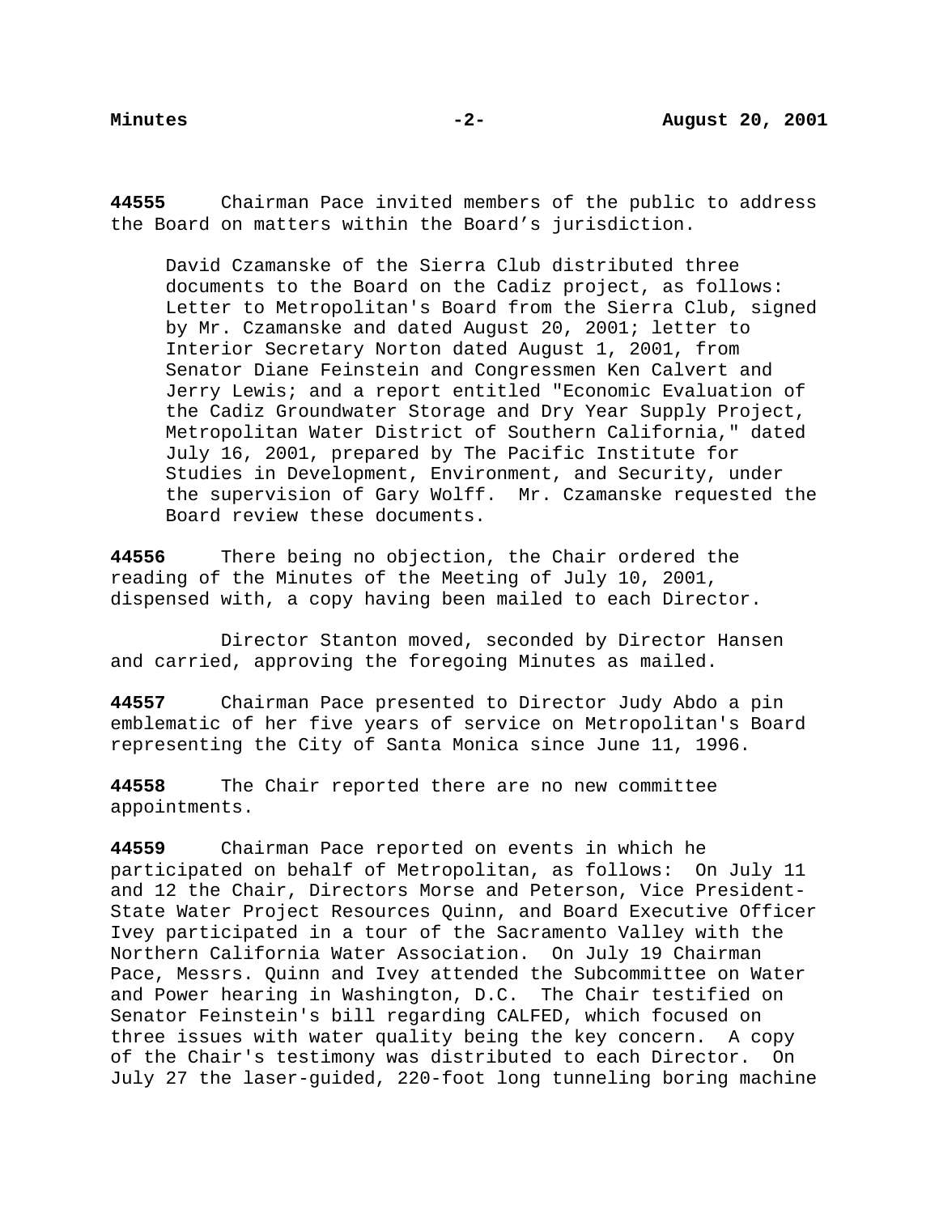**44555** Chairman Pace invited members of the public to address the Board on matters within the Board's jurisdiction.

> David Czamanske of the Sierra Club distributed three documents to the Board on the Cadiz project, as follows: Letter to Metropolitan's Board from the Sierra Club, signed by Mr. Czamanske and dated August 20, 2001; letter to Interior Secretary Norton dated August 1, 2001, from Senator Diane Feinstein and Congressmen Ken Calvert and Jerry Lewis; and a report entitled "Economic Evaluation of the Cadiz Groundwater Storage and Dry Year Supply Project, Metropolitan Water District of Southern California," dated July 16, 2001, prepared by The Pacific Institute for Studies in Development, Environment, and Security, under the supervision of Gary Wolff. Mr. Czamanske requested the Board review these documents.

**44556** There being no objection, the Chair ordered the reading of the Minutes of the Meeting of July 10, 2001, dispensed with, a copy having been mailed to each Director.

Director Stanton moved, seconded by Director Hansen and carried, approving the foregoing Minutes as mailed.

**44557** Chairman Pace presented to Director Judy Abdo a pin emblematic of her five years of service on Metropolitan's Board representing the City of Santa Monica since June 11, 1996.

**44558** The Chair reported there are no new committee appointments.

**44559** Chairman Pace reported on events in which he participated on behalf of Metropolitan, as follows: On July 11 and 12 the Chair, Directors Morse and Peterson, Vice President-State Water Project Resources Quinn, and Board Executive Officer Ivey participated in a tour of the Sacramento Valley with the Northern California Water Association. On July 19 Chairman Pace, Messrs. Quinn and Ivey attended the Subcommittee on Water and Power hearing in Washington, D.C. The Chair testified on Senator Feinstein's bill regarding CALFED, which focused on three issues with water quality being the key concern. A copy of the Chair's testimony was distributed to each Director. On July 27 the laser-guided, 220-foot long tunneling boring machine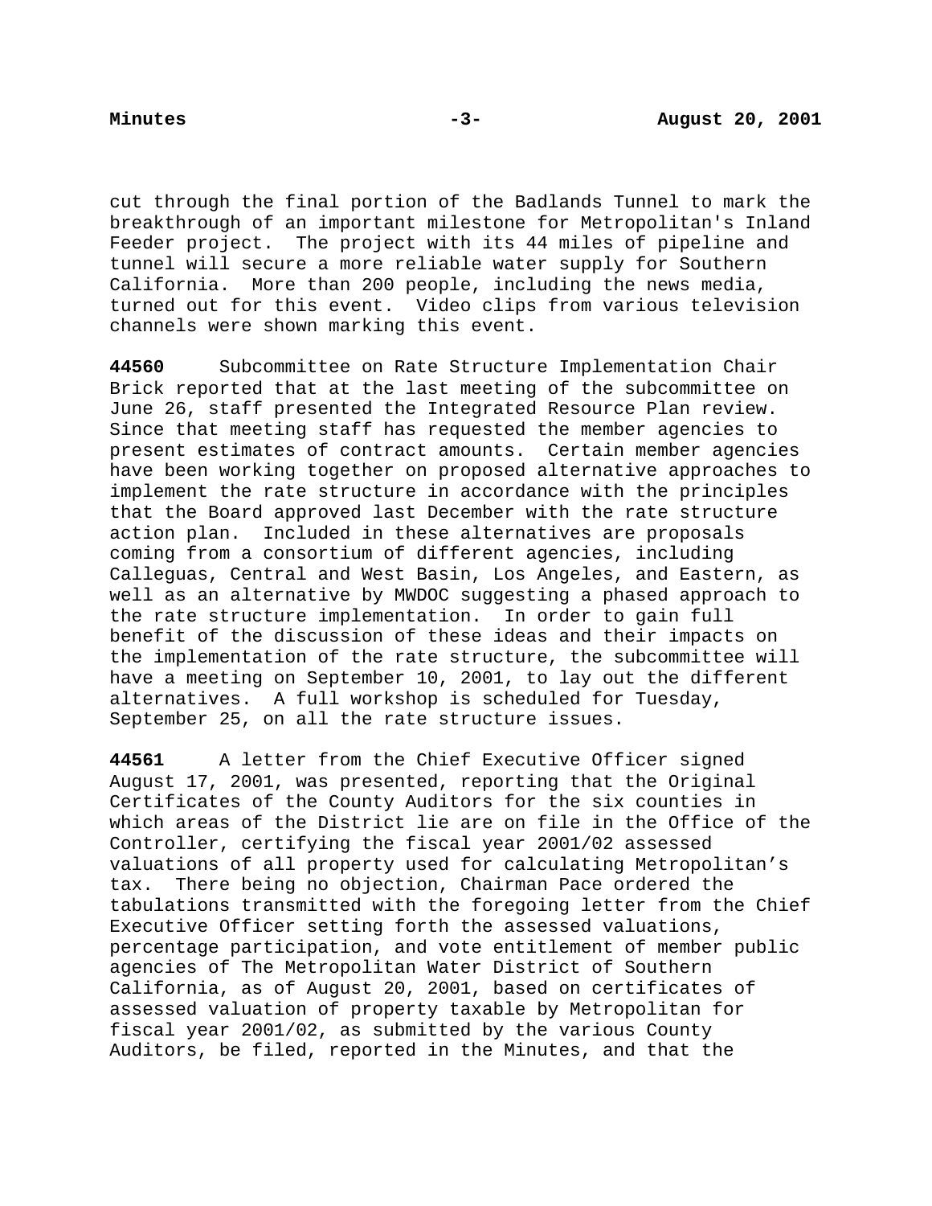cut through the final portion of the Badlands Tunnel to mark the breakthrough of an important milestone for Metropolitan's Inland Feeder project. The project with its 44 miles of pipeline and tunnel will secure a more reliable water supply for Southern California. More than 200 people, including the news media, turned out for this event. Video clips from various television channels were shown marking this event.

**44560** Subcommittee on Rate Structure Implementation Chair Brick reported that at the last meeting of the subcommittee on June 26, staff presented the Integrated Resource Plan review. Since that meeting staff has requested the member agencies to present estimates of contract amounts. Certain member agencies have been working together on proposed alternative approaches to implement the rate structure in accordance with the principles that the Board approved last December with the rate structure action plan. Included in these alternatives are proposals coming from a consortium of different agencies, including Calleguas, Central and West Basin, Los Angeles, and Eastern, as well as an alternative by MWDOC suggesting a phased approach to the rate structure implementation. In order to gain full benefit of the discussion of these ideas and their impacts on the implementation of the rate structure, the subcommittee will have a meeting on September 10, 2001, to lay out the different alternatives. A full workshop is scheduled for Tuesday, September 25, on all the rate structure issues.

**44561** A letter from the Chief Executive Officer signed August 17, 2001, was presented, reporting that the Original Certificates of the County Auditors for the six counties in which areas of the District lie are on file in the Office of the Controller, certifying the fiscal year 2001/02 assessed valuations of all property used for calculating Metropolitan's tax. There being no objection, Chairman Pace ordered the tabulations transmitted with the foregoing letter from the Chief Executive Officer setting forth the assessed valuations, percentage participation, and vote entitlement of member public agencies of The Metropolitan Water District of Southern California, as of August 20, 2001, based on certificates of assessed valuation of property taxable by Metropolitan for fiscal year 2001/02, as submitted by the various County Auditors, be filed, reported in the Minutes, and that the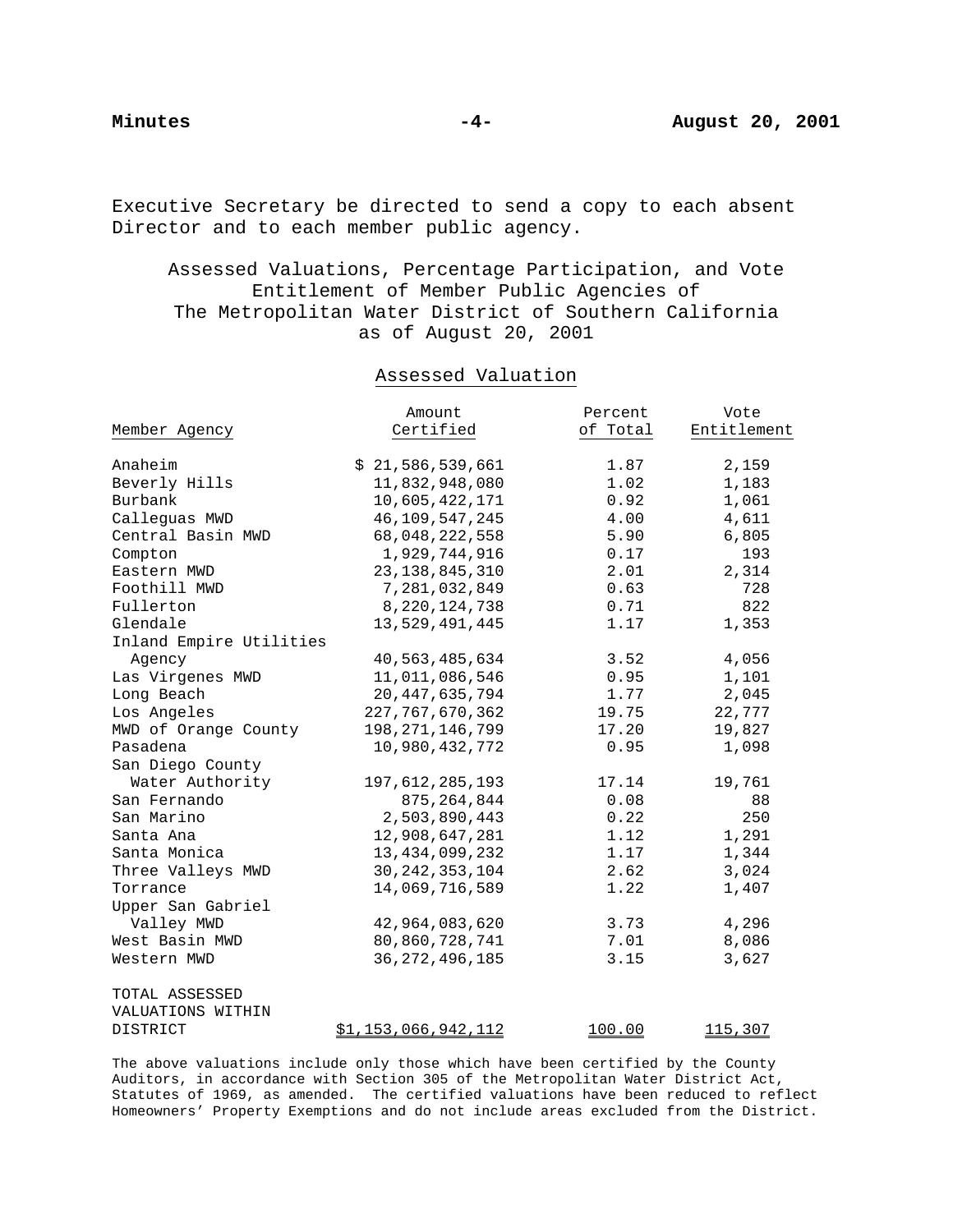Executive Secretary be directed to send a copy to each absent Director and to each member public agency.

Assessed Valuations, Percentage Participation, and Vote Entitlement of Member Public Agencies of The Metropolitan Water District of Southern California as of August 20, 2001

| Member Agency | Assessed Valuation Amount Certified | Percent of Total | Vote Entitlement |
|---|---|---|---|
| Anaheim | $ 21,586,539,661 | 1.87 | 2,159 |
| Beverly Hills | 11,832,948,080 | 1.02 | 1,183 |
| Burbank | 10,605,422,171 | 0.92 | 1,061 |
| Calleguas MWD | 46,109,547,245 | 4.00 | 4,611 |
| Central Basin MWD | 68,048,222,558 | 5.90 | 6,805 |
| Compton | 1,929,744,916 | 0.17 | 193 |
| Eastern MWD | 23,138,845,310 | 2.01 | 2,314 |
| Foothill MWD | 7,281,032,849 | 0.63 | 728 |
| Fullerton | 8,220,124,738 | 0.71 | 822 |
| Glendale | 13,529,491,445 | 1.17 | 1,353 |
| Inland Empire Utilities Agency | 40,563,485,634 | 3.52 | 4,056 |
| Las Virgenes MWD | 11,011,086,546 | 0.95 | 1,101 |
| Long Beach | 20,447,635,794 | 1.77 | 2,045 |
| Los Angeles | 227,767,670,362 | 19.75 | 22,777 |
| MWD of Orange County | 198,271,146,799 | 17.20 | 19,827 |
| Pasadena | 10,980,432,772 | 0.95 | 1,098 |
| San Diego County Water Authority | 197,612,285,193 | 17.14 | 19,761 |
| San Fernando | 875,264,844 | 0.08 | 88 |
| San Marino | 2,503,890,443 | 0.22 | 250 |
| Santa Ana | 12,908,647,281 | 1.12 | 1,291 |
| Santa Monica | 13,434,099,232 | 1.17 | 1,344 |
| Three Valleys MWD | 30,242,353,104 | 2.62 | 3,024 |
| Torrance | 14,069,716,589 | 1.22 | 1,407 |
| Upper San Gabriel Valley MWD | 42,964,083,620 | 3.73 | 4,296 |
| West Basin MWD | 80,860,728,741 | 7.01 | 8,086 |
| Western MWD | 36,272,496,185 | 3.15 | 3,627 |
| TOTAL ASSESSED VALUATIONS WITHIN DISTRICT | $1,153,066,942,112 | 100.00 | 115,307 |

The above valuations include only those which have been certified by the County Auditors, in accordance with Section 305 of the Metropolitan Water District Act, Statutes of 1969, as amended. The certified valuations have been reduced to reflect Homeowners' Property Exemptions and do not include areas excluded from the District.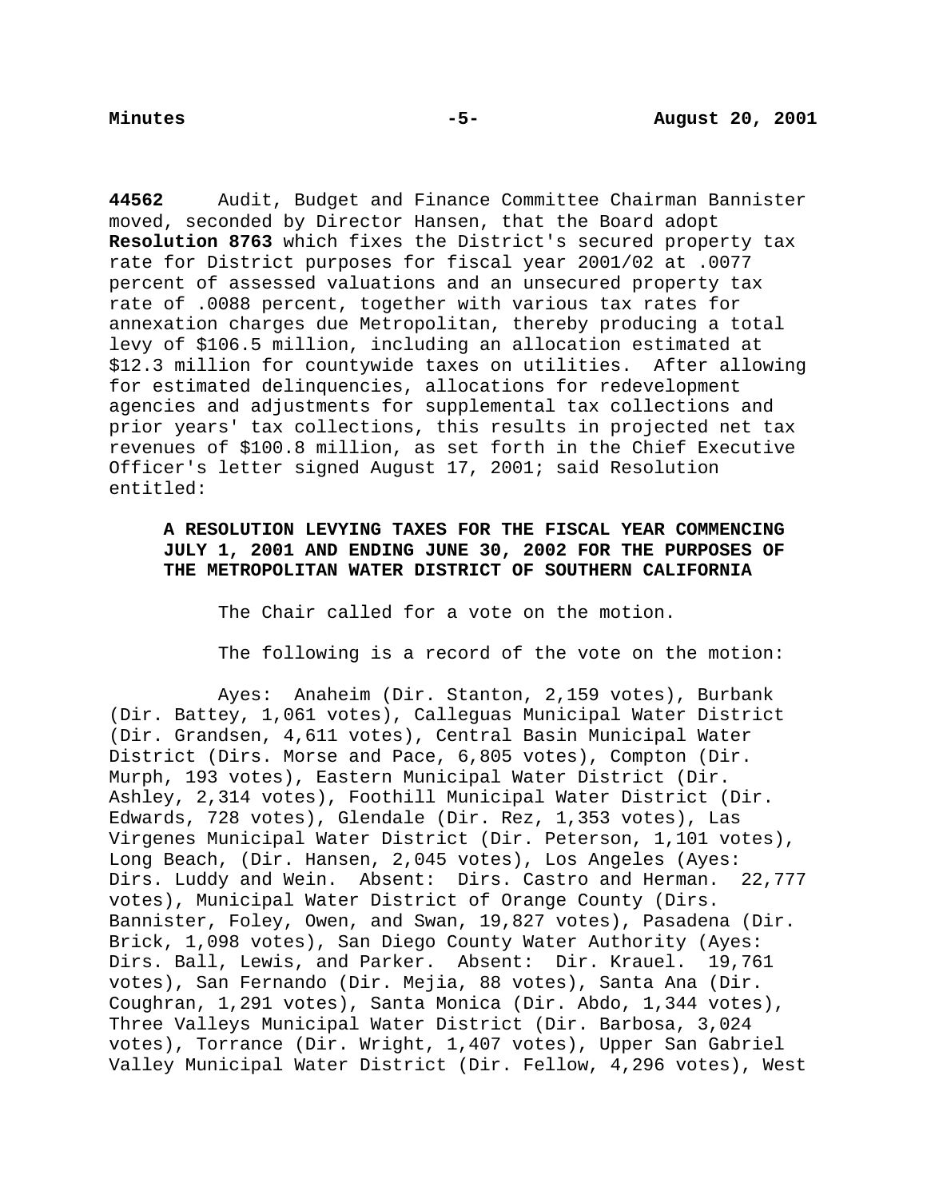**44562** Audit, Budget and Finance Committee Chairman Bannister moved, seconded by Director Hansen, that the Board adopt **Resolution 8763** which fixes the District's secured property tax rate for District purposes for fiscal year 2001/02 at .0077 percent of assessed valuations and an unsecured property tax rate of .0088 percent, together with various tax rates for annexation charges due Metropolitan, thereby producing a total levy of $106.5 million, including an allocation estimated at $12.3 million for countywide taxes on utilities. After allowing for estimated delinquencies, allocations for redevelopment agencies and adjustments for supplemental tax collections and prior years' tax collections, this results in projected net tax revenues of $100.8 million, as set forth in the Chief Executive Officer's letter signed August 17, 2001; said Resolution entitled:

> **A RESOLUTION LEVYING TAXES FOR THE FISCAL YEAR COMMENCING JULY 1, 2001 AND ENDING JUNE 30, 2002 FOR THE PURPOSES OF THE METROPOLITAN WATER DISTRICT OF SOUTHERN CALIFORNIA**

The Chair called for a vote on the motion.

The following is a record of the vote on the motion:

Ayes: Anaheim (Dir. Stanton, 2,159 votes), Burbank (Dir. Battey, 1,061 votes), Calleguas Municipal Water District (Dir. Grandsen, 4,611 votes), Central Basin Municipal Water District (Dirs. Morse and Pace, 6,805 votes), Compton (Dir. Murph, 193 votes), Eastern Municipal Water District (Dir. Ashley, 2,314 votes), Foothill Municipal Water District (Dir. Edwards, 728 votes), Glendale (Dir. Rez, 1,353 votes), Las Virgenes Municipal Water District (Dir. Peterson, 1,101 votes), Long Beach, (Dir. Hansen, 2,045 votes), Los Angeles (Ayes: Dirs. Luddy and Wein. Absent: Dirs. Castro and Herman. 22,777 votes), Municipal Water District of Orange County (Dirs. Bannister, Foley, Owen, and Swan, 19,827 votes), Pasadena (Dir. Brick, 1,098 votes), San Diego County Water Authority (Ayes: Dirs. Ball, Lewis, and Parker. Absent: Dir. Krauel. 19,761 votes), San Fernando (Dir. Mejia, 88 votes), Santa Ana (Dir. Coughran, 1,291 votes), Santa Monica (Dir. Abdo, 1,344 votes), Three Valleys Municipal Water District (Dir. Barbosa, 3,024 votes), Torrance (Dir. Wright, 1,407 votes), Upper San Gabriel Valley Municipal Water District (Dir. Fellow, 4,296 votes), West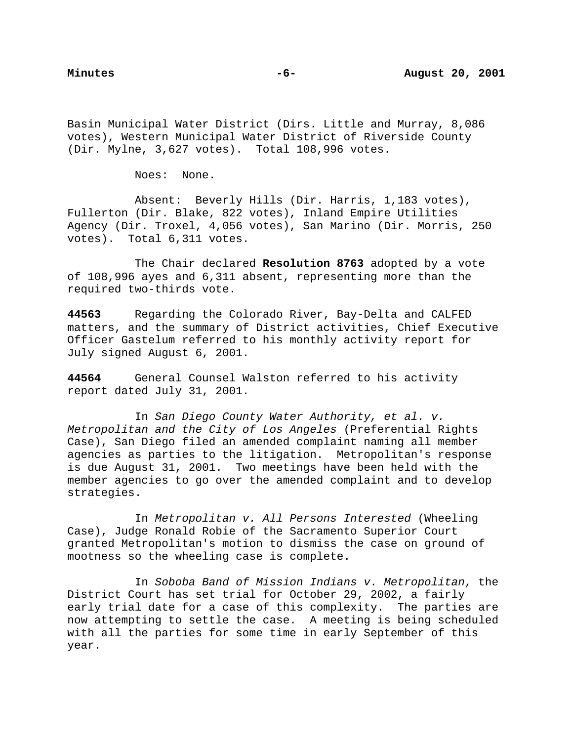Basin Municipal Water District (Dirs. Little and Murray, 8,086 votes), Western Municipal Water District of Riverside County (Dir. Mylne, 3,627 votes). Total 108,996 votes.

Noes: None.

Absent: Beverly Hills (Dir. Harris, 1,183 votes), Fullerton (Dir. Blake, 822 votes), Inland Empire Utilities Agency (Dir. Troxel, 4,056 votes), San Marino (Dir. Morris, 250 votes). Total 6,311 votes.

The Chair declared **Resolution 8763** adopted by a vote of 108,996 ayes and 6,311 absent, representing more than the required two-thirds vote.

**44563** Regarding the Colorado River, Bay-Delta and CALFED matters, and the summary of District activities, Chief Executive Officer Gastelum referred to his monthly activity report for July signed August 6, 2001.

**44564** General Counsel Walston referred to his activity report dated July 31, 2001.

In *San Diego County Water Authority, et al. v. Metropolitan and the City of Los Angeles* (Preferential Rights Case), San Diego filed an amended complaint naming all member agencies as parties to the litigation. Metropolitan's response is due August 31, 2001. Two meetings have been held with the member agencies to go over the amended complaint and to develop strategies.

In *Metropolitan v. All Persons Interested* (Wheeling Case), Judge Ronald Robie of the Sacramento Superior Court granted Metropolitan's motion to dismiss the case on ground of mootness so the wheeling case is complete.

In *Soboba Band of Mission Indians v. Metropolitan*, the District Court has set trial for October 29, 2002, a fairly early trial date for a case of this complexity. The parties are now attempting to settle the case. A meeting is being scheduled with all the parties for some time in early September of this year.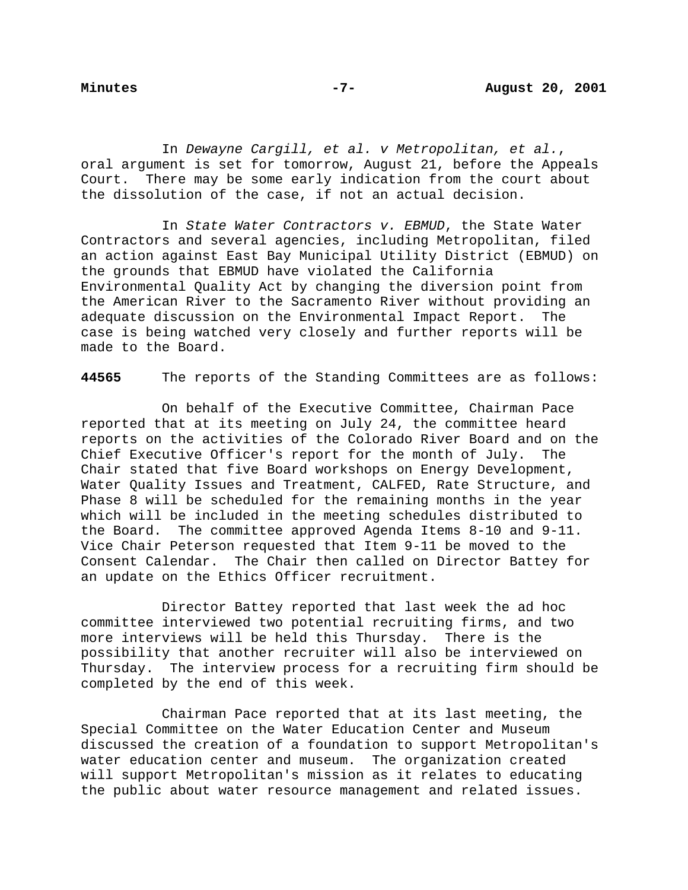In *Dewayne Cargill, et al. v Metropolitan, et al.*, oral argument is set for tomorrow, August 21, before the Appeals Court. There may be some early indication from the court about the dissolution of the case, if not an actual decision.

In *State Water Contractors v. EBMUD*, the State Water Contractors and several agencies, including Metropolitan, filed an action against East Bay Municipal Utility District (EBMUD) on the grounds that EBMUD have violated the California Environmental Quality Act by changing the diversion point from the American River to the Sacramento River without providing an adequate discussion on the Environmental Impact Report. The case is being watched very closely and further reports will be made to the Board.

**44565** The reports of the Standing Committees are as follows:

On behalf of the Executive Committee, Chairman Pace reported that at its meeting on July 24, the committee heard reports on the activities of the Colorado River Board and on the Chief Executive Officer's report for the month of July. The Chair stated that five Board workshops on Energy Development, Water Quality Issues and Treatment, CALFED, Rate Structure, and Phase 8 will be scheduled for the remaining months in the year which will be included in the meeting schedules distributed to the Board. The committee approved Agenda Items 8-10 and 9-11. Vice Chair Peterson requested that Item 9-11 be moved to the Consent Calendar. The Chair then called on Director Battey for an update on the Ethics Officer recruitment.

Director Battey reported that last week the ad hoc committee interviewed two potential recruiting firms, and two more interviews will be held this Thursday. There is the possibility that another recruiter will also be interviewed on Thursday. The interview process for a recruiting firm should be completed by the end of this week.

Chairman Pace reported that at its last meeting, the Special Committee on the Water Education Center and Museum discussed the creation of a foundation to support Metropolitan's water education center and museum. The organization created will support Metropolitan's mission as it relates to educating the public about water resource management and related issues.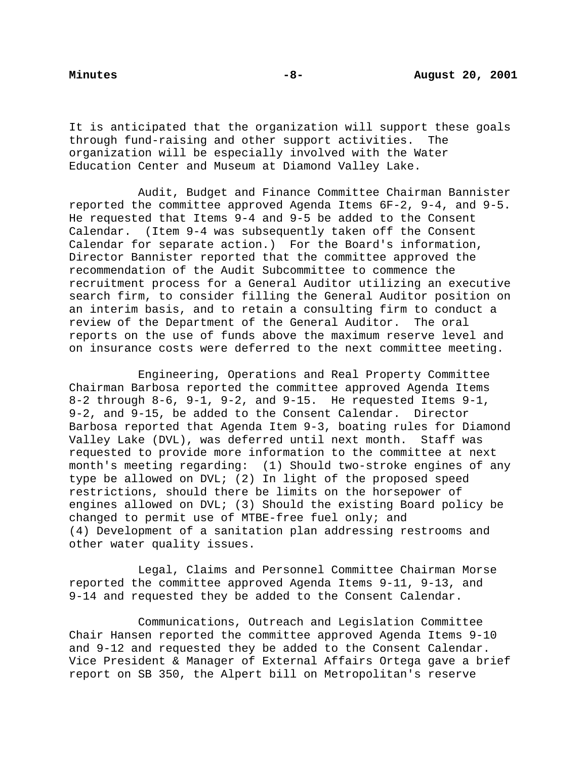It is anticipated that the organization will support these goals through fund-raising and other support activities. The organization will be especially involved with the Water Education Center and Museum at Diamond Valley Lake.

Audit, Budget and Finance Committee Chairman Bannister reported the committee approved Agenda Items 6F-2, 9-4, and 9-5. He requested that Items 9-4 and 9-5 be added to the Consent Calendar. (Item 9-4 was subsequently taken off the Consent Calendar for separate action.) For the Board's information, Director Bannister reported that the committee approved the recommendation of the Audit Subcommittee to commence the recruitment process for a General Auditor utilizing an executive search firm, to consider filling the General Auditor position on an interim basis, and to retain a consulting firm to conduct a review of the Department of the General Auditor. The oral reports on the use of funds above the maximum reserve level and on insurance costs were deferred to the next committee meeting.

Engineering, Operations and Real Property Committee Chairman Barbosa reported the committee approved Agenda Items 8-2 through 8-6, 9-1, 9-2, and 9-15. He requested Items 9-1, 9-2, and 9-15, be added to the Consent Calendar. Director Barbosa reported that Agenda Item 9-3, boating rules for Diamond Valley Lake (DVL), was deferred until next month. Staff was requested to provide more information to the committee at next month's meeting regarding: (1) Should two-stroke engines of any type be allowed on DVL; (2) In light of the proposed speed restrictions, should there be limits on the horsepower of engines allowed on DVL; (3) Should the existing Board policy be changed to permit use of MTBE-free fuel only; and (4) Development of a sanitation plan addressing restrooms and other water quality issues.

Legal, Claims and Personnel Committee Chairman Morse reported the committee approved Agenda Items 9-11, 9-13, and 9-14 and requested they be added to the Consent Calendar.

Communications, Outreach and Legislation Committee Chair Hansen reported the committee approved Agenda Items 9-10 and 9-12 and requested they be added to the Consent Calendar. Vice President & Manager of External Affairs Ortega gave a brief report on SB 350, the Alpert bill on Metropolitan's reserve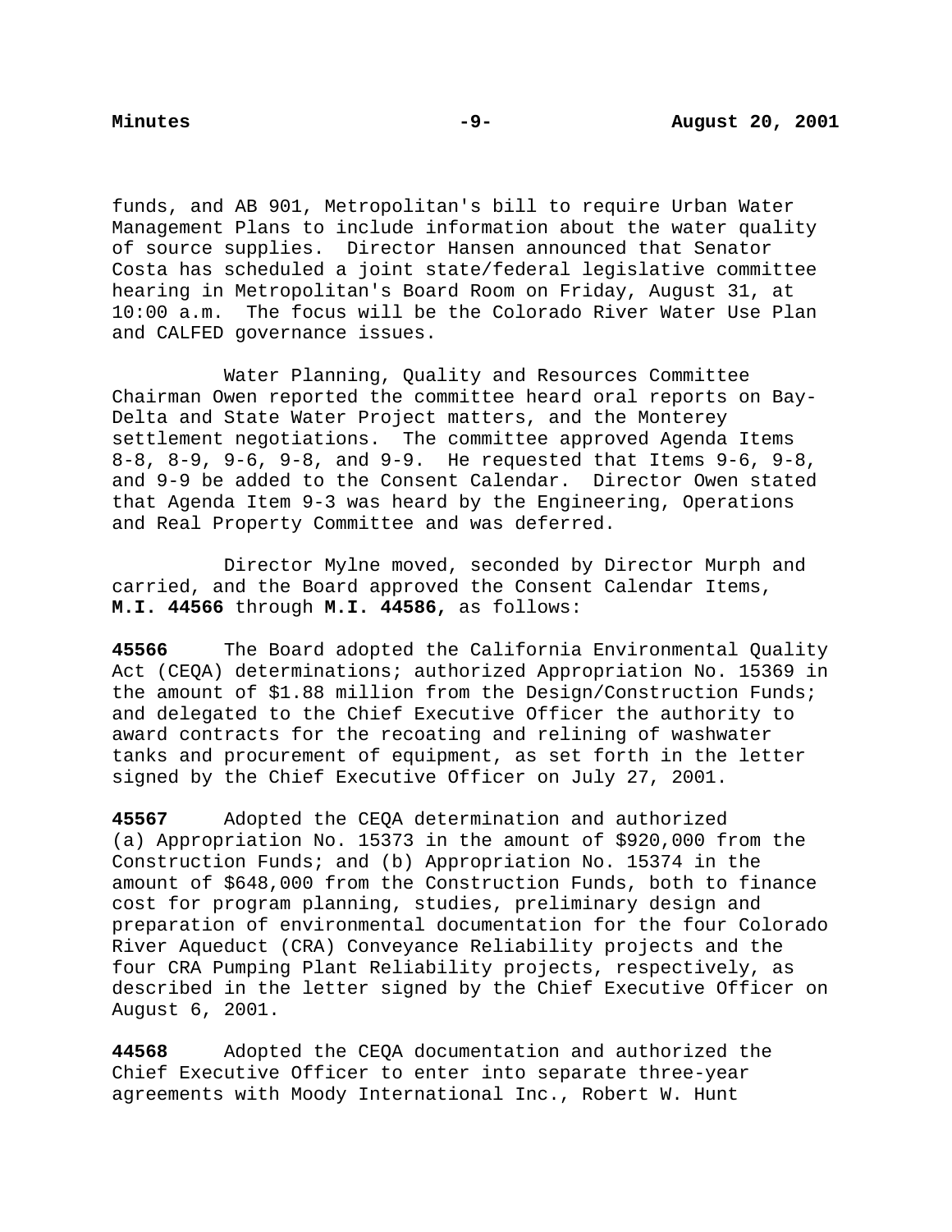funds, and AB 901, Metropolitan's bill to require Urban Water Management Plans to include information about the water quality of source supplies. Director Hansen announced that Senator Costa has scheduled a joint state/federal legislative committee hearing in Metropolitan's Board Room on Friday, August 31, at 10:00 a.m. The focus will be the Colorado River Water Use Plan and CALFED governance issues.

Water Planning, Quality and Resources Committee Chairman Owen reported the committee heard oral reports on Bay-Delta and State Water Project matters, and the Monterey settlement negotiations. The committee approved Agenda Items 8-8, 8-9, 9-6, 9-8, and 9-9. He requested that Items 9-6, 9-8, and 9-9 be added to the Consent Calendar. Director Owen stated that Agenda Item 9-3 was heard by the Engineering, Operations and Real Property Committee and was deferred.

Director Mylne moved, seconded by Director Murph and carried, and the Board approved the Consent Calendar Items, **M.I. 44566** through **M.I. 44586,** as follows:

**45566** The Board adopted the California Environmental Quality Act (CEQA) determinations; authorized Appropriation No. 15369 in the amount of $1.88 million from the Design/Construction Funds; and delegated to the Chief Executive Officer the authority to award contracts for the recoating and relining of washwater tanks and procurement of equipment, as set forth in the letter signed by the Chief Executive Officer on July 27, 2001.

**45567** Adopted the CEQA determination and authorized (a) Appropriation No. 15373 in the amount of $920,000 from the Construction Funds; and (b) Appropriation No. 15374 in the amount of $648,000 from the Construction Funds, both to finance cost for program planning, studies, preliminary design and preparation of environmental documentation for the four Colorado River Aqueduct (CRA) Conveyance Reliability projects and the four CRA Pumping Plant Reliability projects, respectively, as described in the letter signed by the Chief Executive Officer on August 6, 2001.

**44568** Adopted the CEQA documentation and authorized the Chief Executive Officer to enter into separate three-year agreements with Moody International Inc., Robert W. Hunt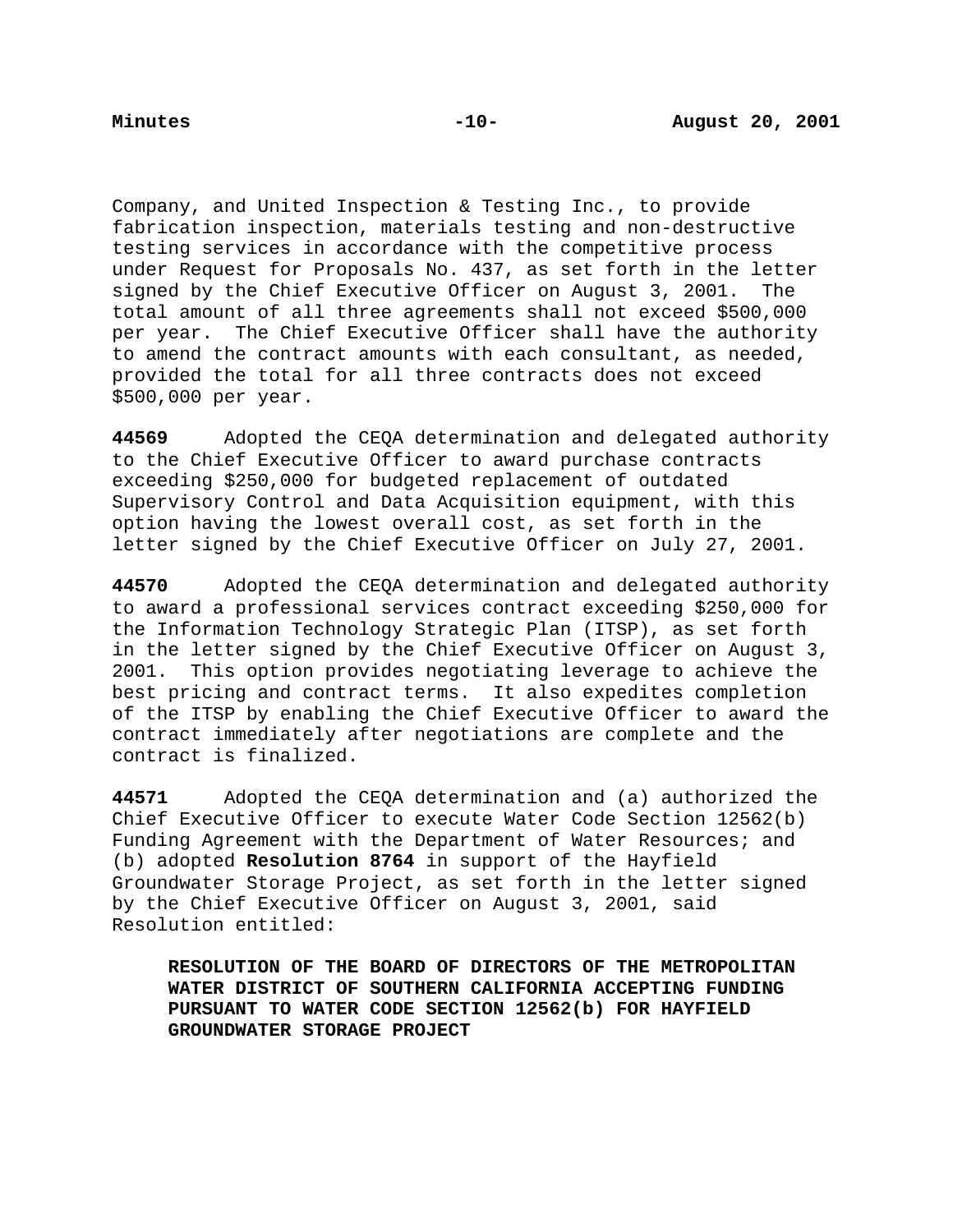Company, and United Inspection & Testing Inc., to provide fabrication inspection, materials testing and non-destructive testing services in accordance with the competitive process under Request for Proposals No. 437, as set forth in the letter signed by the Chief Executive Officer on August 3, 2001. The total amount of all three agreements shall not exceed $500,000 per year. The Chief Executive Officer shall have the authority to amend the contract amounts with each consultant, as needed, provided the total for all three contracts does not exceed $500,000 per year.

**44569** Adopted the CEQA determination and delegated authority to the Chief Executive Officer to award purchase contracts exceeding $250,000 for budgeted replacement of outdated Supervisory Control and Data Acquisition equipment, with this option having the lowest overall cost, as set forth in the letter signed by the Chief Executive Officer on July 27, 2001.

**44570** Adopted the CEQA determination and delegated authority to award a professional services contract exceeding $250,000 for the Information Technology Strategic Plan (ITSP), as set forth in the letter signed by the Chief Executive Officer on August 3, 2001. This option provides negotiating leverage to achieve the best pricing and contract terms. It also expedites completion of the ITSP by enabling the Chief Executive Officer to award the contract immediately after negotiations are complete and the contract is finalized.

**44571** Adopted the CEQA determination and (a) authorized the Chief Executive Officer to execute Water Code Section 12562(b) Funding Agreement with the Department of Water Resources; and (b) adopted **Resolution 8764** in support of the Hayfield Groundwater Storage Project, as set forth in the letter signed by the Chief Executive Officer on August 3, 2001, said Resolution entitled:

> **RESOLUTION OF THE BOARD OF DIRECTORS OF THE METROPOLITAN WATER DISTRICT OF SOUTHERN CALIFORNIA ACCEPTING FUNDING PURSUANT TO WATER CODE SECTION 12562(b) FOR HAYFIELD GROUNDWATER STORAGE PROJECT**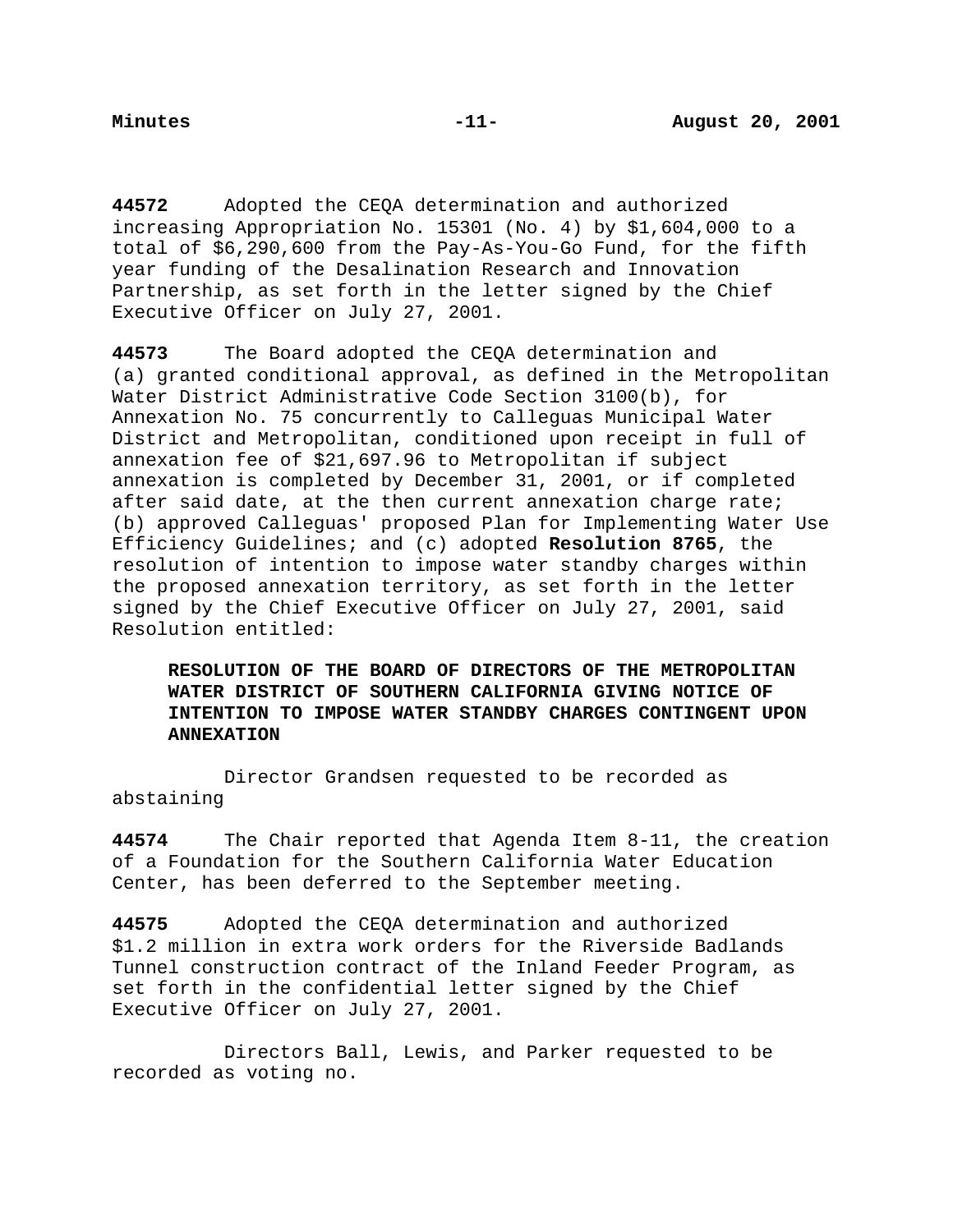**44572** Adopted the CEQA determination and authorized increasing Appropriation No. 15301 (No. 4) by $1,604,000 to a total of $6,290,600 from the Pay-As-You-Go Fund, for the fifth year funding of the Desalination Research and Innovation Partnership, as set forth in the letter signed by the Chief Executive Officer on July 27, 2001.

**44573** The Board adopted the CEQA determination and (a) granted conditional approval, as defined in the Metropolitan Water District Administrative Code Section 3100(b), for Annexation No. 75 concurrently to Calleguas Municipal Water District and Metropolitan, conditioned upon receipt in full of annexation fee of $21,697.96 to Metropolitan if subject annexation is completed by December 31, 2001, or if completed after said date, at the then current annexation charge rate; (b) approved Calleguas' proposed Plan for Implementing Water Use Efficiency Guidelines; and (c) adopted **Resolution 8765**, the resolution of intention to impose water standby charges within the proposed annexation territory, as set forth in the letter signed by the Chief Executive Officer on July 27, 2001, said Resolution entitled:

> **RESOLUTION OF THE BOARD OF DIRECTORS OF THE METROPOLITAN WATER DISTRICT OF SOUTHERN CALIFORNIA GIVING NOTICE OF INTENTION TO IMPOSE WATER STANDBY CHARGES CONTINGENT UPON ANNEXATION**

Director Grandsen requested to be recorded as abstaining

**44574** The Chair reported that Agenda Item 8-11, the creation of a Foundation for the Southern California Water Education Center, has been deferred to the September meeting.

**44575** Adopted the CEQA determination and authorized $1.2 million in extra work orders for the Riverside Badlands Tunnel construction contract of the Inland Feeder Program, as set forth in the confidential letter signed by the Chief Executive Officer on July 27, 2001.

Directors Ball, Lewis, and Parker requested to be recorded as voting no.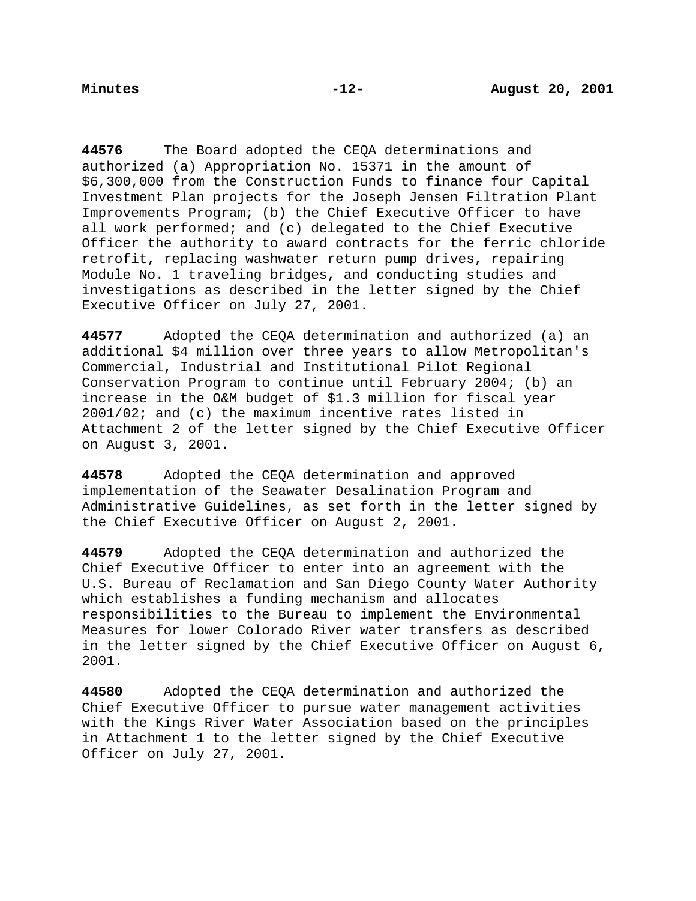**44576** The Board adopted the CEQA determinations and authorized (a) Appropriation No. 15371 in the amount of $6,300,000 from the Construction Funds to finance four Capital Investment Plan projects for the Joseph Jensen Filtration Plant Improvements Program; (b) the Chief Executive Officer to have all work performed; and (c) delegated to the Chief Executive Officer the authority to award contracts for the ferric chloride retrofit, replacing washwater return pump drives, repairing Module No. 1 traveling bridges, and conducting studies and investigations as described in the letter signed by the Chief Executive Officer on July 27, 2001.

**44577** Adopted the CEQA determination and authorized (a) an additional $4 million over three years to allow Metropolitan's Commercial, Industrial and Institutional Pilot Regional Conservation Program to continue until February 2004; (b) an increase in the O&M budget of $1.3 million for fiscal year 2001/02; and (c) the maximum incentive rates listed in Attachment 2 of the letter signed by the Chief Executive Officer on August 3, 2001.

**44578** Adopted the CEQA determination and approved implementation of the Seawater Desalination Program and Administrative Guidelines, as set forth in the letter signed by the Chief Executive Officer on August 2, 2001.

**44579** Adopted the CEQA determination and authorized the Chief Executive Officer to enter into an agreement with the U.S. Bureau of Reclamation and San Diego County Water Authority which establishes a funding mechanism and allocates responsibilities to the Bureau to implement the Environmental Measures for lower Colorado River water transfers as described in the letter signed by the Chief Executive Officer on August 6, 2001.

**44580** Adopted the CEQA determination and authorized the Chief Executive Officer to pursue water management activities with the Kings River Water Association based on the principles in Attachment 1 to the letter signed by the Chief Executive Officer on July 27, 2001.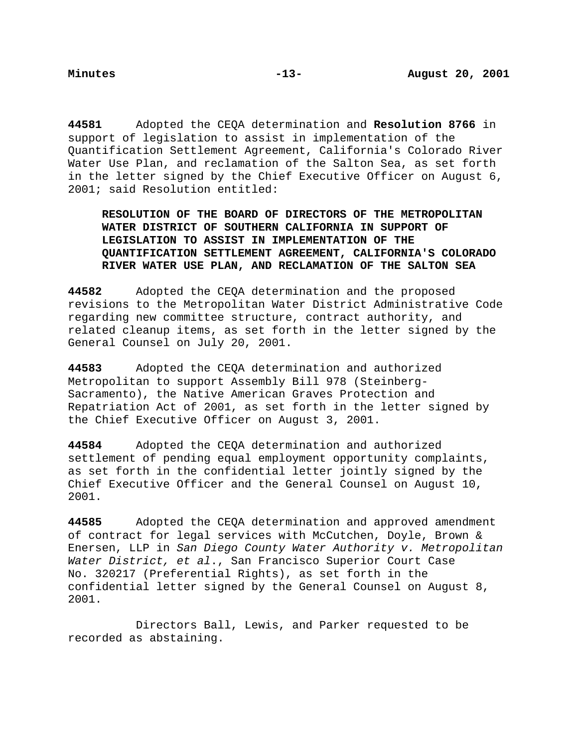**44581** Adopted the CEQA determination and **Resolution 8766** in support of legislation to assist in implementation of the Quantification Settlement Agreement, California's Colorado River Water Use Plan, and reclamation of the Salton Sea, as set forth in the letter signed by the Chief Executive Officer on August 6, 2001; said Resolution entitled:

> **RESOLUTION OF THE BOARD OF DIRECTORS OF THE METROPOLITAN WATER DISTRICT OF SOUTHERN CALIFORNIA IN SUPPORT OF LEGISLATION TO ASSIST IN IMPLEMENTATION OF THE QUANTIFICATION SETTLEMENT AGREEMENT, CALIFORNIA'S COLORADO RIVER WATER USE PLAN, AND RECLAMATION OF THE SALTON SEA**

**44582** Adopted the CEQA determination and the proposed revisions to the Metropolitan Water District Administrative Code regarding new committee structure, contract authority, and related cleanup items, as set forth in the letter signed by the General Counsel on July 20, 2001.

**44583** Adopted the CEQA determination and authorized Metropolitan to support Assembly Bill 978 (Steinberg-Sacramento), the Native American Graves Protection and Repatriation Act of 2001, as set forth in the letter signed by the Chief Executive Officer on August 3, 2001.

**44584** Adopted the CEQA determination and authorized settlement of pending equal employment opportunity complaints, as set forth in the confidential letter jointly signed by the Chief Executive Officer and the General Counsel on August 10, 2001.

**44585** Adopted the CEQA determination and approved amendment of contract for legal services with McCutchen, Doyle, Brown & Enersen, LLP in *San Diego County Water Authority v. Metropolitan Water District, et al*., San Francisco Superior Court Case No. 320217 (Preferential Rights), as set forth in the confidential letter signed by the General Counsel on August 8, 2001.

Directors Ball, Lewis, and Parker requested to be recorded as abstaining.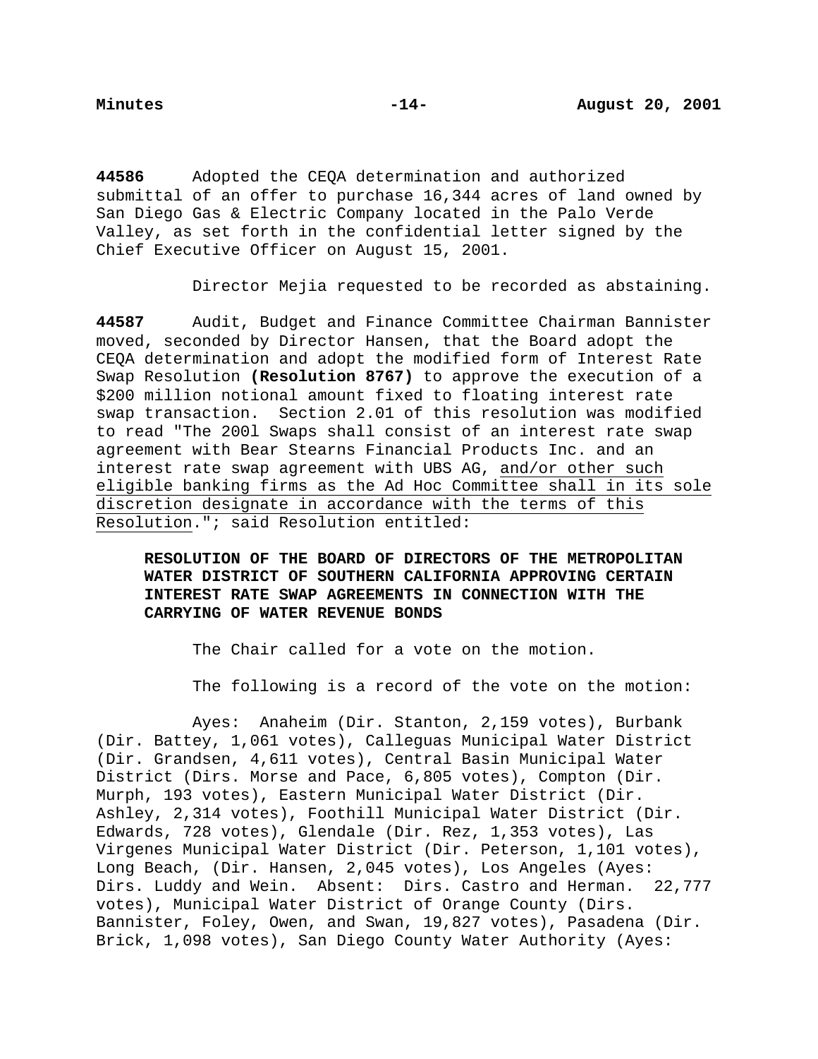**44586** Adopted the CEQA determination and authorized submittal of an offer to purchase 16,344 acres of land owned by San Diego Gas & Electric Company located in the Palo Verde Valley, as set forth in the confidential letter signed by the Chief Executive Officer on August 15, 2001.

Director Mejia requested to be recorded as abstaining.

**44587** Audit, Budget and Finance Committee Chairman Bannister moved, seconded by Director Hansen, that the Board adopt the CEQA determination and adopt the modified form of Interest Rate Swap Resolution **(Resolution 8767)** to approve the execution of a \$200 million notional amount fixed to floating interest rate swap transaction. Section 2.01 of this resolution was modified to read "The 200l Swaps shall consist of an interest rate swap agreement with Bear Stearns Financial Products Inc. and an interest rate swap agreement with UBS AG, <u>and/or other such eligible banking firms as the Ad Hoc Committee shall in its sole discretion designate in accordance with the terms of this Resolution</u>."; said Resolution entitled:

**RESOLUTION OF THE BOARD OF DIRECTORS OF THE METROPOLITAN WATER DISTRICT OF SOUTHERN CALIFORNIA APPROVING CERTAIN INTEREST RATE SWAP AGREEMENTS IN CONNECTION WITH THE CARRYING OF WATER REVENUE BONDS**

The Chair called for a vote on the motion.

The following is a record of the vote on the motion:

Ayes: Anaheim (Dir. Stanton, 2,159 votes), Burbank (Dir. Battey, 1,061 votes), Calleguas Municipal Water District (Dir. Grandsen, 4,611 votes), Central Basin Municipal Water District (Dirs. Morse and Pace, 6,805 votes), Compton (Dir. Murph, 193 votes), Eastern Municipal Water District (Dir. Ashley, 2,314 votes), Foothill Municipal Water District (Dir. Edwards, 728 votes), Glendale (Dir. Rez, 1,353 votes), Las Virgenes Municipal Water District (Dir. Peterson, 1,101 votes), Long Beach, (Dir. Hansen, 2,045 votes), Los Angeles (Ayes: Dirs. Luddy and Wein. Absent: Dirs. Castro and Herman. 22,777 votes), Municipal Water District of Orange County (Dirs. Bannister, Foley, Owen, and Swan, 19,827 votes), Pasadena (Dir. Brick, 1,098 votes), San Diego County Water Authority (Ayes: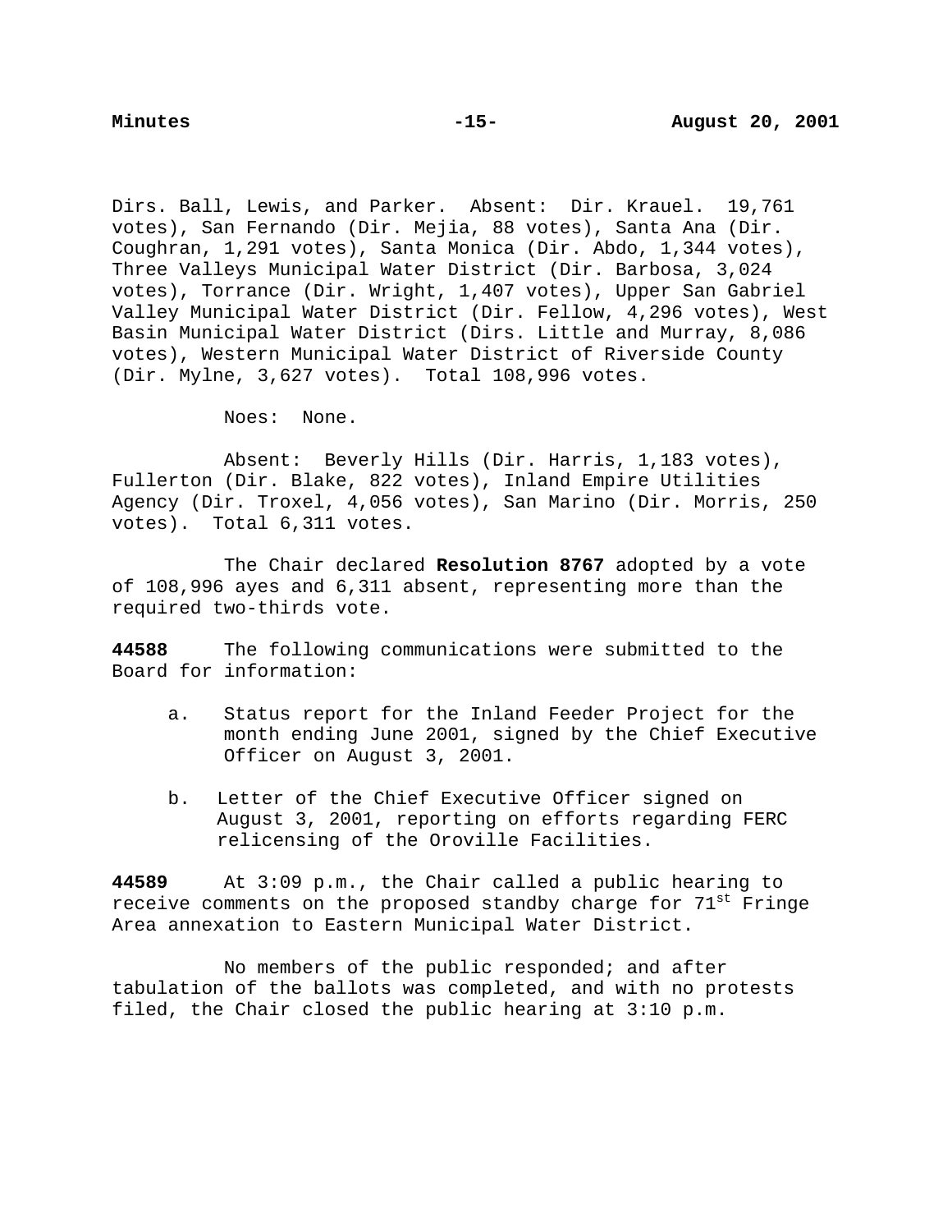Dirs. Ball, Lewis, and Parker. Absent: Dir. Krauel. 19,761 votes), San Fernando (Dir. Mejia, 88 votes), Santa Ana (Dir. Coughran, 1,291 votes), Santa Monica (Dir. Abdo, 1,344 votes), Three Valleys Municipal Water District (Dir. Barbosa, 3,024 votes), Torrance (Dir. Wright, 1,407 votes), Upper San Gabriel Valley Municipal Water District (Dir. Fellow, 4,296 votes), West Basin Municipal Water District (Dirs. Little and Murray, 8,086 votes), Western Municipal Water District of Riverside County (Dir. Mylne, 3,627 votes). Total 108,996 votes.

Noes: None.

Absent: Beverly Hills (Dir. Harris, 1,183 votes), Fullerton (Dir. Blake, 822 votes), Inland Empire Utilities Agency (Dir. Troxel, 4,056 votes), San Marino (Dir. Morris, 250 votes). Total 6,311 votes.

The Chair declared **Resolution 8767** adopted by a vote of 108,996 ayes and 6,311 absent, representing more than the required two-thirds vote.

**44588** The following communications were submitted to the Board for information:

a. Status report for the Inland Feeder Project for the month ending June 2001, signed by the Chief Executive Officer on August 3, 2001.

b. Letter of the Chief Executive Officer signed on August 3, 2001, reporting on efforts regarding FERC relicensing of the Oroville Facilities.

**44589** At 3:09 p.m., the Chair called a public hearing to receive comments on the proposed standby charge for 71st Fringe Area annexation to Eastern Municipal Water District.

No members of the public responded; and after tabulation of the ballots was completed, and with no protests filed, the Chair closed the public hearing at 3:10 p.m.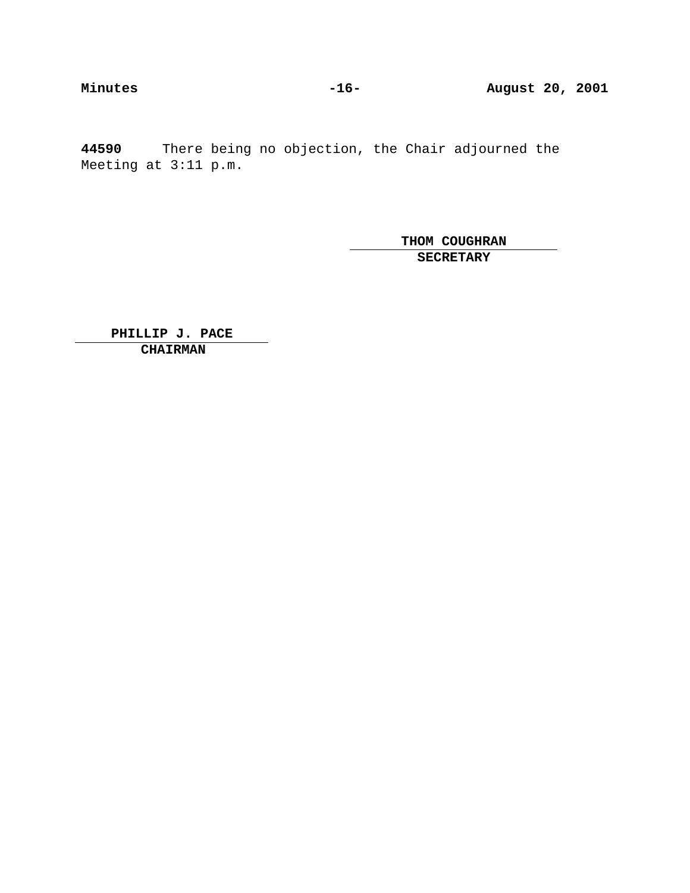**44590** There being no objection, the Chair adjourned the Meeting at 3:11 p.m.

**THOM COUGHRAN**
**SECRETARY**

**PHILLIP J. PACE**
**CHAIRMAN**